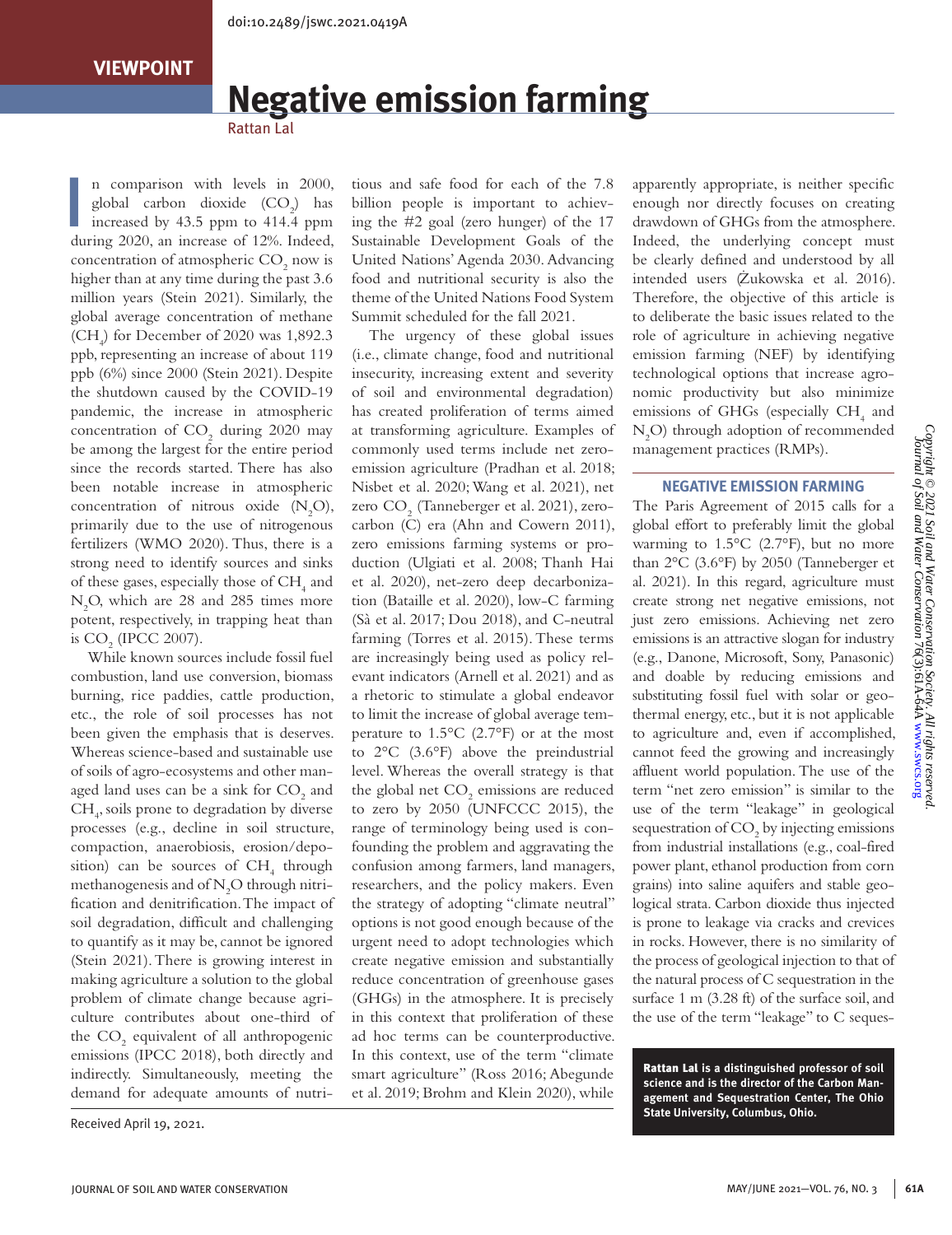doi:10.2489/jswc.2021.0419A

VIEWPOINT

# Negative emission farming

Rattan Lal

In comparison with levels in 2000, global carbon dioxide ($CO_2$) has increased by 43.5 ppm to 414.4 ppm during 2020, an increase of 12%. Indeed, concentration of atmospheric $CO_2$ now is higher than at any time during the past 3.6 million years (Stein 2021). Similarly, the global average concentration of methane ($CH_4$) for December of 2020 was 1,892.3 ppb, representing an increase of about 119 ppb (6%) since 2000 (Stein 2021). Despite the shutdown caused by the COVID-19 pandemic, the increase in atmospheric concentration of $CO_2$ during 2020 may be among the largest for the entire period since the records started. There has also been notable increase in atmospheric concentration of nitrous oxide ($N_2O$), primarily due to the use of nitrogenous fertilizers (WMO 2020). Thus, there is a strong need to identify sources and sinks of these gases, especially those of $CH_4$ and $N_2O$, which are 28 and 285 times more potent, respectively, in trapping heat than is $CO_2$ (IPCC 2007).

While known sources include fossil fuel combustion, land use conversion, biomass burning, rice paddies, cattle production, etc., the role of soil processes has not been given the emphasis that is deserves. Whereas science-based and sustainable use of soils of agro-ecosystems and other managed land uses can be a sink for $CO_2$ and $CH_4$, soils prone to degradation by diverse processes (e.g., decline in soil structure, compaction, anaerobiosis, erosion/deposition) can be sources of $CH_4$ through methanogenesis and of $N_2O$ through nitrification and denitrification. The impact of soil degradation, difficult and challenging to quantify as it may be, cannot be ignored (Stein 2021). There is growing interest in making agriculture a solution to the global problem of climate change because agriculture contributes about one-third of the $CO_2$ equivalent of all anthropogenic emissions (IPCC 2018), both directly and indirectly. Simultaneously, meeting the demand for adequate amounts of nutritious and safe food for each of the 7.8 billion people is important to achieving the #2 goal (zero hunger) of the 17 Sustainable Development Goals of the United Nations' Agenda 2030. Advancing food and nutritional security is also the theme of the United Nations Food System Summit scheduled for the fall 2021.

The urgency of these global issues (i.e., climate change, food and nutritional insecurity, increasing extent and severity of soil and environmental degradation) has created proliferation of terms aimed at transforming agriculture. Examples of commonly used terms include net zero-emission agriculture (Pradhan et al. 2018; Nisbet et al. 2020; Wang et al. 2021), net zero $CO_2$ (Tanneberger et al. 2021), zero-carbon (C) era (Ahn and Cowern 2011), zero emissions farming systems or production (Ulgiati et al. 2008; Thanh Hai et al. 2020), net-zero deep decarbonization (Bataille et al. 2020), low-C farming (Sà et al. 2017; Dou 2018), and C-neutral farming (Torres et al. 2015). These terms are increasingly being used as policy relevant indicators (Arnell et al. 2021) and as a rhetoric to stimulate a global endeavor to limit the increase of global average temperature to 1.5°C (2.7°F) or at the most to 2°C (3.6°F) above the preindustrial level. Whereas the overall strategy is that the global net $CO_2$ emissions are reduced to zero by 2050 (UNFCCC 2015), the range of terminology being used is confounding the problem and aggravating the confusion among farmers, land managers, researchers, and the policy makers. Even the strategy of adopting "climate neutral" options is not good enough because of the urgent need to adopt technologies which create negative emission and substantially reduce concentration of greenhouse gases (GHGs) in the atmosphere. It is precisely in this context that proliferation of these ad hoc terms can be counterproductive. In this context, use of the term "climate smart agriculture" (Ross 2016; Abegunde et al. 2019; Brohm and Klein 2020), while apparently appropriate, is neither specific enough nor directly focuses on creating drawdown of GHGs from the atmosphere. Indeed, the underlying concept must be clearly defined and understood by all intended users (Żukowska et al. 2016). Therefore, the objective of this article is to deliberate the basic issues related to the role of agriculture in achieving negative emission farming (NEF) by identifying technological options that increase agronomic productivity but also minimize emissions of GHGs (especially $CH_4$ and $N_2O$) through adoption of recommended management practices (RMPs).

## NEGATIVE EMISSION FARMING

The Paris Agreement of 2015 calls for a global effort to preferably limit the global warming to 1.5°C (2.7°F), but no more than 2°C (3.6°F) by 2050 (Tanneberger et al. 2021). In this regard, agriculture must create strong net negative emissions, not just zero emissions. Achieving net zero emissions is an attractive slogan for industry (e.g., Danone, Microsoft, Sony, Panasonic) and doable by reducing emissions and substituting fossil fuel with solar or geothermal energy, etc., but it is not applicable to agriculture and, even if accomplished, cannot feed the growing and increasingly affluent world population. The use of the term "net zero emission" is similar to the use of the term "leakage" in geological sequestration of $CO_2$ by injecting emissions from industrial installations (e.g., coal-fired power plant, ethanol production from corn grains) into saline aquifers and stable geological strata. Carbon dioxide thus injected is prone to leakage via cracks and crevices in rocks. However, there is no similarity of the process of geological injection to that of the natural process of C sequestration in the surface 1 m (3.28 ft) of the surface soil, and the use of the term "leakage" to C seques-

**Rattan Lal is a distinguished professor of soil science and is the director of the Carbon Management and Sequestration Center, The Ohio State University, Columbus, Ohio.**

Received April 19, 2021.

Copyright © 2021 Soil and Water Conservation Society. All rights reserved. Journal of Soil and Water Conservation 76(3):61A-64A www.swcs.org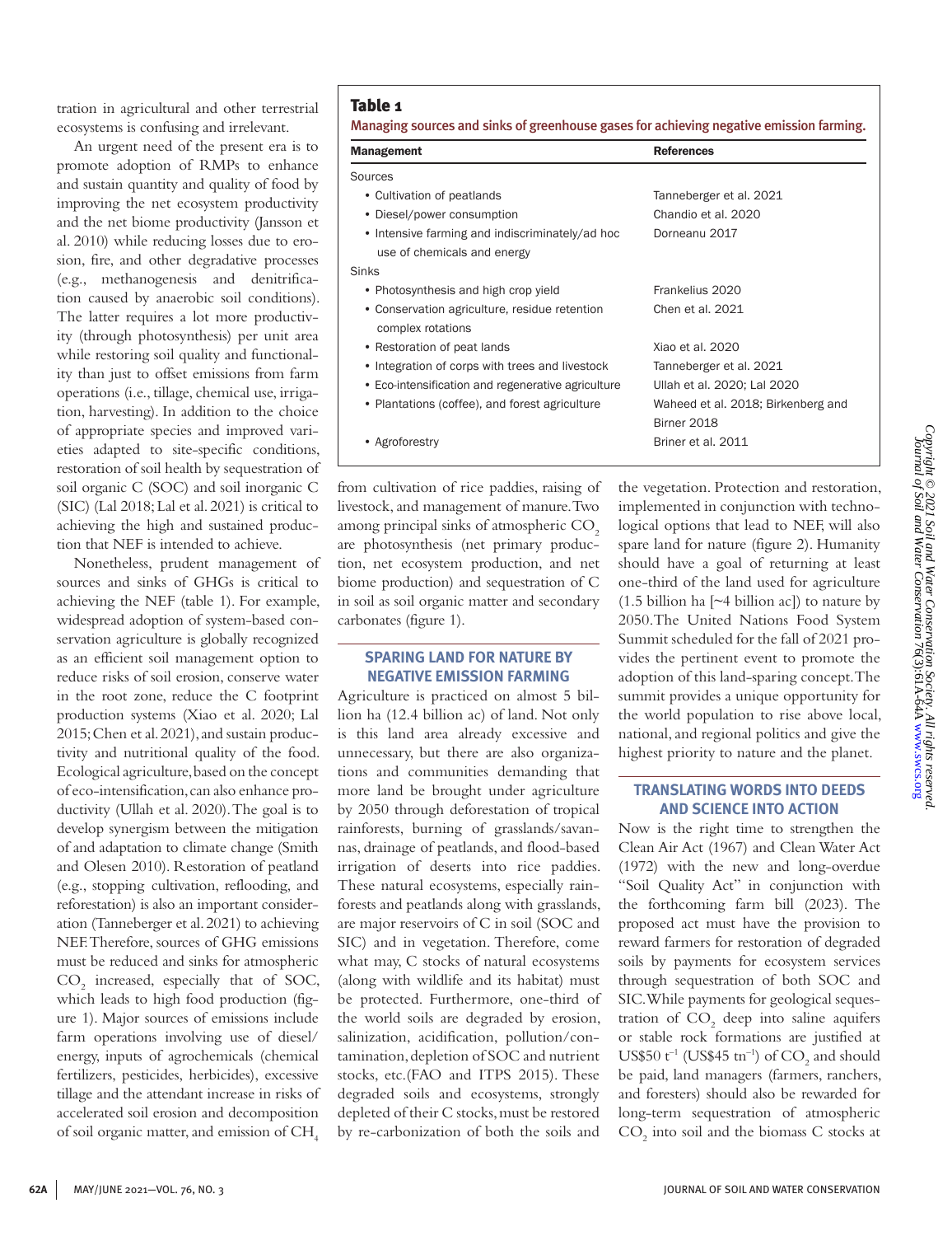tration in agricultural and other terrestrial ecosystems is confusing and irrelevant.

An urgent need of the present era is to promote adoption of RMPs to enhance and sustain quantity and quality of food by improving the net ecosystem productivity and the net biome productivity (Jansson et al. 2010) while reducing losses due to erosion, fire, and other degradative processes (e.g., methanogenesis and denitrification caused by anaerobic soil conditions). The latter requires a lot more productivity (through photosynthesis) per unit area while restoring soil quality and functionality than just to offset emissions from farm operations (i.e., tillage, chemical use, irrigation, harvesting). In addition to the choice of appropriate species and improved varieties adapted to site-specific conditions, restoration of soil health by sequestration of soil organic C (SOC) and soil inorganic C (SIC) (Lal 2018; Lal et al. 2021) is critical to achieving the high and sustained production that NEF is intended to achieve.

Nonetheless, prudent management of sources and sinks of GHGs is critical to achieving the NEF (table 1). For example, widespread adoption of system-based conservation agriculture is globally recognized as an efficient soil management option to reduce risks of soil erosion, conserve water in the root zone, reduce the C footprint production systems (Xiao et al. 2020; Lal 2015; Chen et al. 2021), and sustain productivity and nutritional quality of the food. Ecological agriculture, based on the concept of eco-intensification, can also enhance productivity (Ullah et al. 2020). The goal is to develop synergism between the mitigation of and adaptation to climate change (Smith and Olesen 2010). Restoration of peatland (e.g., stopping cultivation, reflooding, and reforestation) is also an important consideration (Tanneberger et al. 2021) to achieving NEF. Therefore, sources of GHG emissions must be reduced and sinks for atmospheric $CO_2$ increased, especially that of SOC, which leads to high food production (figure 1). Major sources of emissions include farm operations involving use of diesel/energy, inputs of agrochemicals (chemical fertilizers, pesticides, herbicides), excessive tillage and the attendant increase in risks of accelerated soil erosion and decomposition of soil organic matter, and emission of $CH_4$ from cultivation of rice paddies, raising of livestock, and management of manure. Two among principal sinks of atmospheric $CO_2$ are photosynthesis (net primary production, net ecosystem production, and net biome production) and sequestration of C in soil as soil organic matter and secondary carbonates (figure 1).

**Table 1**

Managing sources and sinks of greenhouse gases for achieving negative emission farming.

| Management | References |
|---|---|
| Sources | |
| • Cultivation of peatlands | Tanneberger et al. 2021 |
| • Diesel/power consumption | Chandio et al. 2020 |
| • Intensive farming and indiscriminately/ad hoc use of chemicals and energy | Dorneanu 2017 |
| Sinks | |
| • Photosynthesis and high crop yield | Frankelius 2020 |
| • Conservation agriculture, residue retention complex rotations | Chen et al. 2021 |
| • Restoration of peat lands | Xiao et al. 2020 |
| • Integration of corps with trees and livestock | Tanneberger et al. 2021 |
| • Eco-intensification and regenerative agriculture | Ullah et al. 2020; Lal 2020 |
| • Plantations (coffee), and forest agriculture | Waheed et al. 2018; Birkenberg and Birner 2018 |
| • Agroforestry | Briner et al. 2011 |

## SPARING LAND FOR NATURE BY NEGATIVE EMISSION FARMING

Agriculture is practiced on almost 5 billion ha (12.4 billion ac) of land. Not only is this land area already excessive and unnecessary, but there are also organizations and communities demanding that more land be brought under agriculture by 2050 through deforestation of tropical rainforests, burning of grasslands/savannas, drainage of peatlands, and flood-based irrigation of deserts into rice paddies. These natural ecosystems, especially rainforests and peatlands along with grasslands, are major reservoirs of C in soil (SOC and SIC) and in vegetation. Therefore, come what may, C stocks of natural ecosystems (along with wildlife and its habitat) must be protected. Furthermore, one-third of the world soils are degraded by erosion, salinization, acidification, pollution/contamination, depletion of SOC and nutrient stocks, etc.(FAO and ITPS 2015). These degraded soils and ecosystems, strongly depleted of their C stocks, must be restored by re-carbonization of both the soils and the vegetation. Protection and restoration, implemented in conjunction with technological options that lead to NEF, will also spare land for nature (figure 2). Humanity should have a goal of returning at least one-third of the land used for agriculture (1.5 billion ha [~4 billion ac]) to nature by 2050. The United Nations Food System Summit scheduled for the fall of 2021 provides the pertinent event to promote the adoption of this land-sparing concept. The summit provides a unique opportunity for the world population to rise above local, national, and regional politics and give the highest priority to nature and the planet.

## TRANSLATING WORDS INTO DEEDS AND SCIENCE INTO ACTION

Now is the right time to strengthen the Clean Air Act (1967) and Clean Water Act (1972) with the new and long-overdue "Soil Quality Act" in conjunction with the forthcoming farm bill (2023). The proposed act must have the provision to reward farmers for restoration of degraded soils by payments for ecosystem services through sequestration of both SOC and SIC. While payments for geological sequestration of $CO_2$ deep into saline aquifers or stable rock formations are justified at US\$50 $t^{-1}$ (US\$45 $tn^{-1}$) of $CO_2$ and should be paid, land managers (farmers, ranchers, and foresters) should also be rewarded for long-term sequestration of atmospheric $CO_2$ into soil and the biomass C stocks at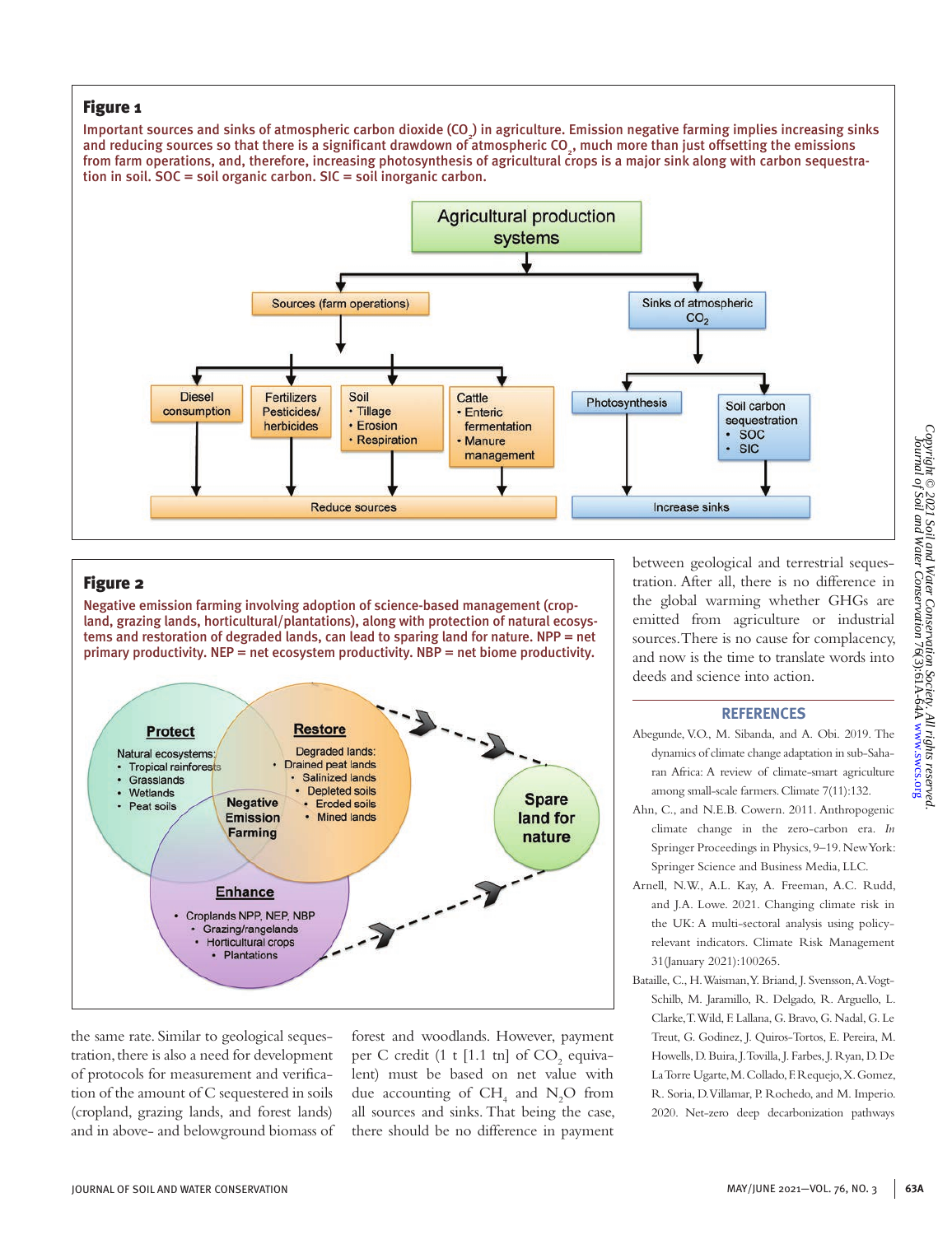**Figure 1**

Important sources and sinks of atmospheric carbon dioxide ($CO_2$) in agriculture. Emission negative farming implies increasing sinks and reducing sources so that there is a significant drawdown of atmospheric $CO_2$, much more than just offsetting the emissions from farm operations, and, therefore, increasing photosynthesis of agricultural crops is a major sink along with carbon sequestration in soil. SOC = soil organic carbon. SIC = soil inorganic carbon.

**Figure 2**

Negative emission farming involving adoption of science-based management (cropland, grazing lands, horticultural/plantations), along with protection of natural ecosystems and restoration of degraded lands, can lead to sparing land for nature. NPP = net primary productivity. NEP = net ecosystem productivity. NBP = net biome productivity.

the same rate. Similar to geological sequestration, there is also a need for development of protocols for measurement and verification of the amount of C sequestered in soils (cropland, grazing lands, and forest lands) and in above- and belowground biomass of forest and woodlands. However, payment per C credit (1 t [1.1 tn] of $CO_2$ equivalent) must be based on net value with due accounting of $CH_4$ and $N_2O$ from all sources and sinks. That being the case, there should be no difference in payment between geological and terrestrial sequestration. After all, there is no difference in the global warming whether GHGs are emitted from agriculture or industrial sources. There is no cause for complacency, and now is the time to translate words into deeds and science into action.

## REFERENCES

Abegunde, V.O., M. Sibanda, and A. Obi. 2019. The dynamics of climate change adaptation in sub-Saharan Africa: A review of climate-smart agriculture among small-scale farmers. Climate 7(11):132.

Ahn, C., and N.E.B. Cowern. 2011. Anthropogenic climate change in the zero-carbon era. *In* Springer Proceedings in Physics, 9–19. New York: Springer Science and Business Media, LLC.

Arnell, N.W., A.L. Kay, A. Freeman, A.C. Rudd, and J.A. Lowe. 2021. Changing climate risk in the UK: A multi-sectoral analysis using policy-relevant indicators. Climate Risk Management 31(January 2021):100265.

Bataille, C., H. Waisman, Y. Briand, J. Svensson, A. Vogt-Schilb, M. Jaramillo, R. Delgado, R. Arguello, L. Clarke, T. Wild, F. Lallana, G. Bravo, G. Nadal, G. Le Treut, G. Godinez, J. Quiros-Tortos, E. Pereira, M. Howells, D. Buira, J. Tovilla, J. Farbes, J. Ryan, D. De La Torre Ugarte, M. Collado, F. Requejo, X. Gomez, R. Soria, D. Villamar, P. Rochedo, and M. Imperio. 2020. Net-zero deep decarbonization pathways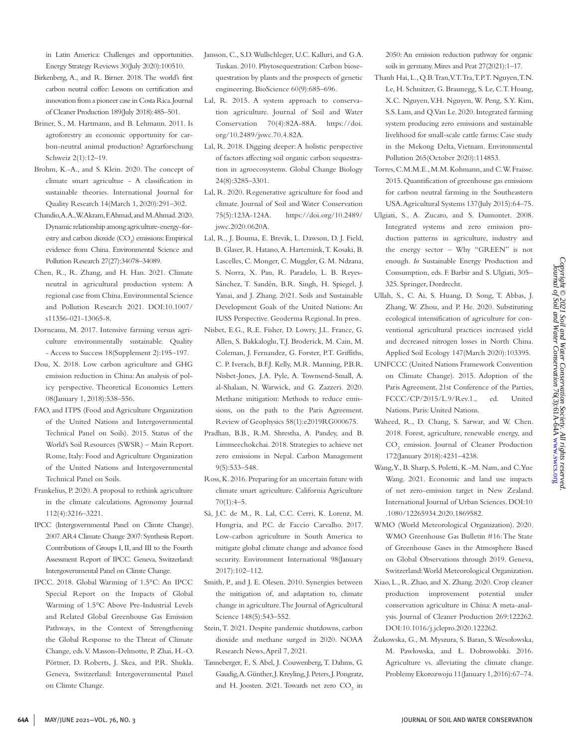in Latin America: Challenges and opportunities. Energy Strategy Reviews 30(July 2020):100510.

Birkenberg, A., and R. Birner. 2018. The world's first carbon neutral coffee: Lessons on certification and innovation from a pioneer case in Costa Rica. Journal of Cleaner Production 189(July 2018):485–501.

Briner, S., M. Hartmann, and B. Lehmann. 2011. Is agroforestry an economic opportunity for carbon-neutral animal production? Agrarforschung Schweiz 2(1):12–19.

Brohm, K.-A., and S. Klein. 2020. The concept of climate smart agricultue - A classification in sustainable theories. International Journal for Quality Research 14(March 1, 2020):291–302.

Chandio, A.A., W. Akram, F. Ahmad, and M. Ahmad. 2020. Dynamic relationship among agriculture-energy-forestry and carbon dioxide ($CO_2$) emissions: Empirical evidence from China. Environmental Science and Pollution Research 27(27):34078–34089.

Chen, R., R. Zhang, and H. Han. 2021. Climate neutral in agricultural production system: A regional case from China. Environmental Science and Pollution Research 2021. DOI:10.1007/s11356-021-13065-8.

Dorneanu, M. 2017. Intensive farming versus agriculture environmentally sustainable. Quality - Access to Success 18(Supplement 2):195–197.

Dou, X. 2018. Low carbon agriculture and GHG emission reduction in China: An analysis of policy perspective. Theoretical Economics Letters 08(January 1, 2018):538–556.

FAO, and ITPS (Food and Agriculture Organization of the United Nations and Intergovernmental Technical Panel on Soils). 2015. Status of the World's Soil Resources (SWSR) – Main Report. Rome, Italy: Food and Agriculture Organization of the United Nations and Intergovernmental Technical Panel on Soils.

Frankelius, P. 2020. A proposal to rethink agriculture in the climate calculations. Agronomy Journal 112(4):3216–3221.

IPCC (Intergovernmental Panel on Climte Change). 2007. AR4 Climate Change 2007: Synthesis Report. Contributions of Groups I, II, and III to the Fourth Assessment Report of IPCC. Geneva, Switzerland: Intergovernmental Panel on Climte Change.

IPCC. 2018. Global Warming of 1.5°C: An IPCC Special Report on the Impacts of Global Warming of 1.5°C Above Pre-Industrial Levels and Related Global Greenhouse Gas Emission Pathways, in the Context of Strengthening the Global Response to the Threat of Climate Change, eds. V. Masson-Delmotte, P. Zhai, H.-O. Pörtner, D. Roberts, J. Skea, and P.R. Shukla. Geneva, Switzerland: Intergovernmental Panel on Climte Change.

Jansson, C., S.D. Wullschleger, U.C. Kalluri, and G.A. Tuskan. 2010. Phytosequestration: Carbon biosequestration by plants and the prospects of genetic engineering. BioScience 60(9):685–696.

Lal, R. 2015. A system approach to conservation agriculture. Journal of Soil and Water Conservation 70(4):82A-88A. https://doi.org/10.2489/jswc.70.4.82A.

Lal, R. 2018. Digging deeper: A holistic perspective of factors affecting soil organic carbon sequestration in agroecosystems. Global Change Biology 24(8):3285–3301.

Lal, R. 2020. Regenerative agriculture for food and climate. Journal of Soil and Water Conservation 75(5):123A-124A. https://doi.org/10.2489/jswc.2020.0620A.

Lal, R., J. Bouma, E. Brevik, L. Dawson, D. J. Field, B. Glaser, R. Hatano, A. Hartemink, T. Kosaki, B. Lascelles, C. Monger, C. Muggler, G. M. Ndzana, S. Norra, X. Pan, R. Paradelo, L. B. Reyes-Sánchez, T. Sandén, B.R. Singh, H. Spiegel, J. Yanai, and J. Zhang. 2021. Soils and Sustainable Development Goals of the United Nations: An IUSS Perspective. Geoderma Regional. In press.

Nisbet, E.G., R.E. Fisher, D. Lowry, J.L. France, G. Allen, S. Bakkaloglu, T.J. Broderick, M. Cain, M. Coleman, J. Fernandez, G. Forster, P.T. Griffiths, C. P. Iverach, B.F.J. Kelly, M.R. Manning, P.B.R. Nisbet-Jones, J.A. Pyle, A. Townsend-Small, A. al-Shalaan, N. Warwick, and G. Zazzeri. 2020. Methane mitigation: Methods to reduce emissions, on the path to the Paris Agreement. Review of Geophysics 58(1):e2019RG000675.

Pradhan, B.B., R.M. Shrestha, A. Pandey, and B. Limmeechokchai. 2018. Strategies to achieve net zero emissions in Nepal. Carbon Management 9(5):533–548.

Ross, K. 2016. Preparing for an uncertain future with climate smart agriculture. California Agriculture 70(1):4–5.

Sà, J.C. de M., R. Lal, C.C. Cerri, K. Lorenz, M. Hungria, and P.C. de Faccio Carvalho. 2017. Low-carbon agriculture in South America to mitigate global climate change and advance food security. Environment International 98(January 2017):102–112.

Smith, P., and J. E. Olesen. 2010. Synergies between the mitigation of, and adaptation to, climate change in agriculture. The Journal of Agricultural Science 148(5):543–552.

Stein, T. 2021. Despite pandemic shutdowns, carbon dioxide and methane surged in 2020. NOAA Research News, April 7, 2021.

Tanneberger, F., S. Abel, J. Couwenberg, T. Dahms, G. Gaudig, A. Günther, J. Kreyling, J. Peters, J. Pongratz, and H. Joosten. 2021. Towards net zero $CO_2$ in 2050: An emission reduction pathway for organic soils in germany. Mires and Peat 27(2021):1–17.

Thanh Hai, L., Q.B. Tran, V.T. Tra, T.P.T. Nguyen, T.N. Le, H. Schnitzer, G. Braunegg, S. Le, C.T. Hoang, X.C. Nguyen, V.H. Nguyen, W. Peng, S.Y. Kim, S.S. Lam, and Q. Van Le. 2020. Integrated farming system producing zero emissions and sustainable livelihood for small-scale cattle farms: Case study in the Mekong Delta, Vietnam. Environmental Pollution 265(October 2020):114853.

Torres, C.M.M.E., M.M. Kohmann, and C.W. Fraisse. 2015. Quantification of greenhouse gas emissions for carbon neutral farming in the Southeastern USA. Agricultural Systems 137(July 2015):64–75.

Ulgiati, S., A. Zucaro, and S. Dumontet. 2008. Integrated systems and zero emission production patterns in agriculture, industry and the energy sector – Why "GREEN" is not enough. *In* Sustainable Energy Production and Consumption, eds. F. Barbir and S. Ulgiati, 305–325. Springer, Dordrecht.

Ullah, S., C. Ai, S. Huang, D. Song, T. Abbas, J. Zhang, W. Zhou, and P. He. 2020. Substituting ecological intensification of agriculture for conventional agricultural practices increased yield and decreased nitrogen losses in North China. Applied Soil Ecology 147(March 2020):103395.

UNFCCC (United Nations Framework Convention on Climate Change). 2015. Adoption of the Paris Agreement, 21st Conference of the Parties, FCCC/CP/2015/L.9/Rev.1., ed. United Nations. Paris: United Nations.

Waheed, R., D. Chang, S. Sarwar, and W. Chen. 2018. Forest, agriculture, renewable energy, and $CO_2$ emission. Journal of Cleaner Production 172(January 2018):4231–4238.

Wang, Y., B. Sharp, S. Poletti, K.-M. Nam, and C. Yue Wang. 2021. Economic and land use impacts of net zero-emission target in New Zealand. International Journal of Urban Sciences. DOI:10.1080/12265934.2020.1869582.

WMO (World Meteorological Organization). 2020. WMO Greenhouse Gas Bulletin #16: The State of Greenhouse Gases in the Atmosphere Based on Global Observations through 2019. Geneva, Switzerland: World Meteorological Organization.

Xiao, L., R. Zhao, and X. Zhang. 2020. Crop cleaner production improvement potential under conservation agriculture in China: A meta-analysis. Journal of Cleaner Production 269:122262. DOI:10.1016/j.jclepro.2020.122262.

Żukowska, G., M. Myszura, S. Baran, S. Wesołowska, M. Pawłowska, and Ł. Dobrowolski. 2016. Agriculture vs. alleviating the climate change. Problemy Ekorozwoju 11(January 1, 2016):67–74.